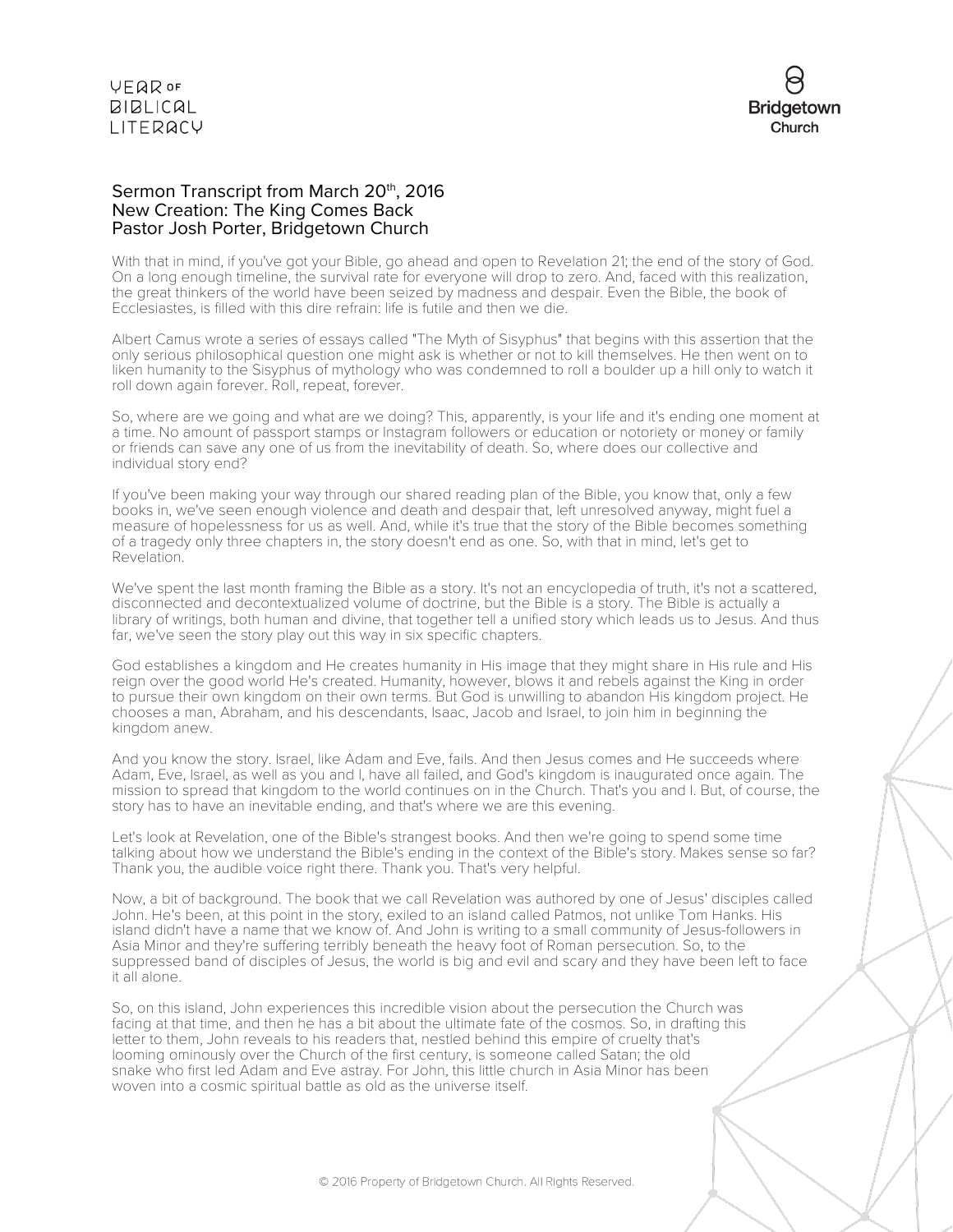## Sermon Transcript from March 20th, 2016
## New Creation: The King Comes Back
## Pastor Josh Porter, Bridgetown Church

With that in mind, if you've got your Bible, go ahead and open to Revelation 21; the end of the story of God. On a long enough timeline, the survival rate for everyone will drop to zero. And, faced with this realization, the great thinkers of the world have been seized by madness and despair. Even the Bible, the book of Ecclesiastes, is filled with this dire refrain: life is futile and then we die.

Albert Camus wrote a series of essays called "The Myth of Sisyphus" that begins with this assertion that the only serious philosophical question one might ask is whether or not to kill themselves. He then went on to liken humanity to the Sisyphus of mythology who was condemned to roll a boulder up a hill only to watch it roll down again forever. Roll, repeat, forever.

So, where are we going and what are we doing? This, apparently, is your life and it's ending one moment at a time. No amount of passport stamps or Instagram followers or education or notoriety or money or family or friends can save any one of us from the inevitability of death. So, where does our collective and individual story end?

If you've been making your way through our shared reading plan of the Bible, you know that, only a few books in, we've seen enough violence and death and despair that, left unresolved anyway, might fuel a measure of hopelessness for us as well. And, while it's true that the story of the Bible becomes something of a tragedy only three chapters in, the story doesn't end as one. So, with that in mind, let's get to Revelation.

We've spent the last month framing the Bible as a story. It's not an encyclopedia of truth, it's not a scattered, disconnected and decontextualized volume of doctrine, but the Bible is a story. The Bible is actually a library of writings, both human and divine, that together tell a unified story which leads us to Jesus. And thus far, we've seen the story play out this way in six specific chapters.

God establishes a kingdom and He creates humanity in His image that they might share in His rule and His reign over the good world He's created. Humanity, however, blows it and rebels against the King in order to pursue their own kingdom on their own terms. But God is unwilling to abandon His kingdom project. He chooses a man, Abraham, and his descendants, Isaac, Jacob and Israel, to join him in beginning the kingdom anew.

And you know the story. Israel, like Adam and Eve, fails. And then Jesus comes and He succeeds where Adam, Eve, Israel, as well as you and I, have all failed, and God's kingdom is inaugurated once again. The mission to spread that kingdom to the world continues on in the Church. That's you and I. But, of course, the story has to have an inevitable ending, and that's where we are this evening.

Let's look at Revelation, one of the Bible's strangest books. And then we're going to spend some time talking about how we understand the Bible's ending in the context of the Bible's story. Makes sense so far? Thank you, the audible voice right there. Thank you. That's very helpful.

Now, a bit of background. The book that we call Revelation was authored by one of Jesus' disciples called John. He's been, at this point in the story, exiled to an island called Patmos, not unlike Tom Hanks. His island didn't have a name that we know of. And John is writing to a small community of Jesus-followers in Asia Minor and they're suffering terribly beneath the heavy foot of Roman persecution. So, to the suppressed band of disciples of Jesus, the world is big and evil and scary and they have been left to face it all alone.

So, on this island, John experiences this incredible vision about the persecution the Church was facing at that time, and then he has a bit about the ultimate fate of the cosmos. So, in drafting this letter to them, John reveals to his readers that, nestled behind this empire of cruelty that's looming ominously over the Church of the first century, is someone called Satan; the old snake who first led Adam and Eve astray. For John, this little church in Asia Minor has been woven into a cosmic spiritual battle as old as the universe itself.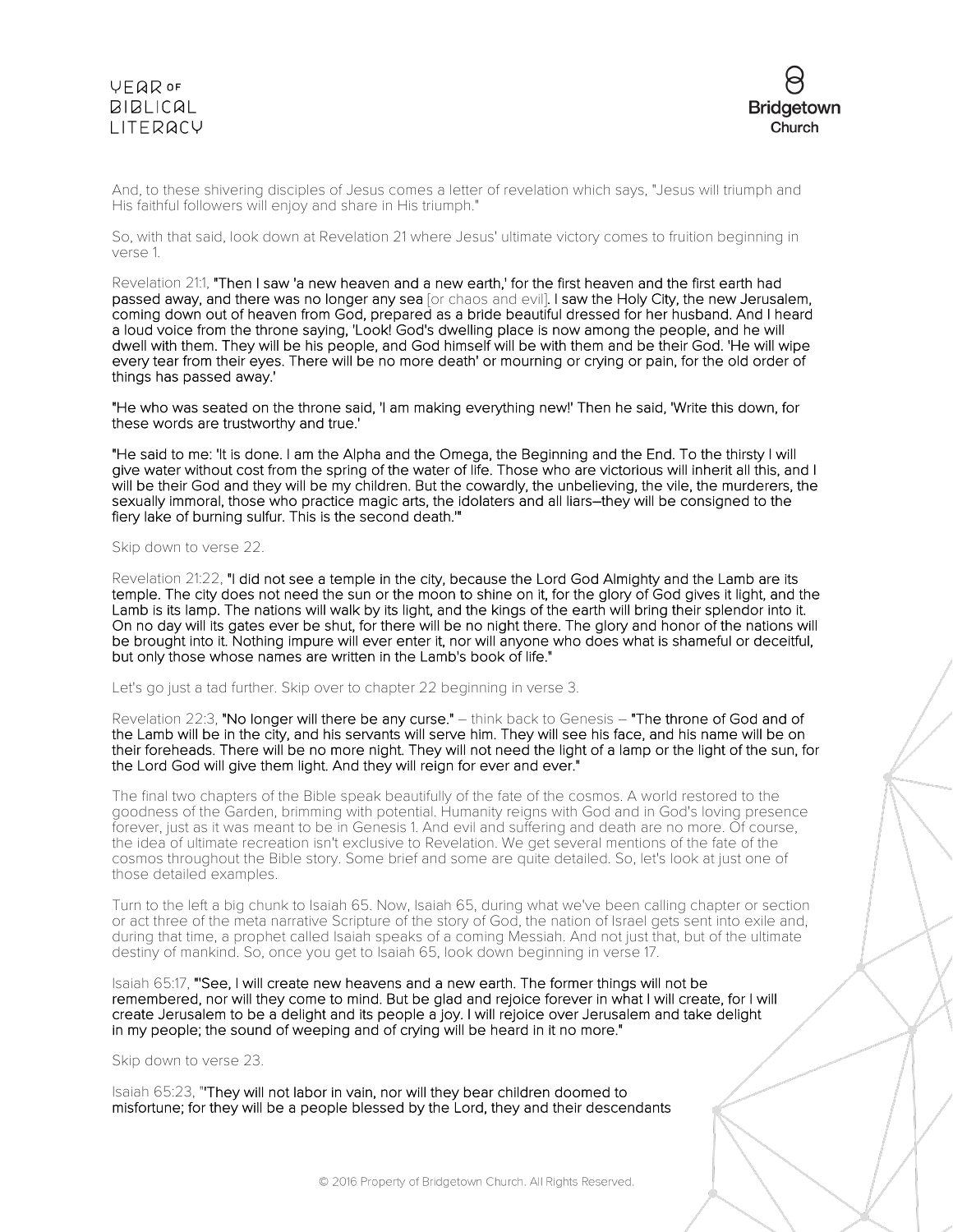And, to these shivering disciples of Jesus comes a letter of revelation which says, "Jesus will triumph and His faithful followers will enjoy and share in His triumph."

So, with that said, look down at Revelation 21 where Jesus' ultimate victory comes to fruition beginning in verse 1.

Revelation 21:1, **"Then I saw 'a new heaven and a new earth,' for the first heaven and the first earth had passed away, and there was no longer any sea** [or chaos and evil]. **I saw the Holy City, the new Jerusalem, coming down out of heaven from God, prepared as a bride beautiful dressed for her husband. And I heard a loud voice from the throne saying, 'Look! God's dwelling place is now among the people, and he will dwell with them. They will be his people, and God himself will be with them and be their God. 'He will wipe every tear from their eyes. There will be no more death' or mourning or crying or pain, for the old order of things has passed away.'**

**"He who was seated on the throne said, 'I am making everything new!' Then he said, 'Write this down, for these words are trustworthy and true.'**

**"He said to me: 'It is done. I am the Alpha and the Omega, the Beginning and the End. To the thirsty I will give water without cost from the spring of the water of life. Those who are victorious will inherit all this, and I will be their God and they will be my children. But the cowardly, the unbelieving, the vile, the murderers, the sexually immoral, those who practice magic arts, the idolaters and all liars–they will be consigned to the fiery lake of burning sulfur. This is the second death.'"**

Skip down to verse 22.

Revelation 21:22, **"I did not see a temple in the city, because the Lord God Almighty and the Lamb are its temple. The city does not need the sun or the moon to shine on it, for the glory of God gives it light, and the Lamb is its lamp. The nations will walk by its light, and the kings of the earth will bring their splendor into it. On no day will its gates ever be shut, for there will be no night there. The glory and honor of the nations will be brought into it. Nothing impure will ever enter it, nor will anyone who does what is shameful or deceitful, but only those whose names are written in the Lamb's book of life."**

Let's go just a tad further. Skip over to chapter 22 beginning in verse 3.

Revelation 22:3, **"No longer will there be any curse."** – think back to Genesis – **"The throne of God and of the Lamb will be in the city, and his servants will serve him. They will see his face, and his name will be on their foreheads. There will be no more night. They will not need the light of a lamp or the light of the sun, for the Lord God will give them light. And they will reign for ever and ever."**

The final two chapters of the Bible speak beautifully of the fate of the cosmos. A world restored to the goodness of the Garden, brimming with potential. Humanity reigns with God and in God's loving presence forever, just as it was meant to be in Genesis 1. And evil and suffering and death are no more. Of course, the idea of ultimate recreation isn't exclusive to Revelation. We get several mentions of the fate of the cosmos throughout the Bible story. Some brief and some are quite detailed. So, let's look at just one of those detailed examples.

Turn to the left a big chunk to Isaiah 65. Now, Isaiah 65, during what we've been calling chapter or section or act three of the meta narrative Scripture of the story of God, the nation of Israel gets sent into exile and, during that time, a prophet called Isaiah speaks of a coming Messiah. And not just that, but of the ultimate destiny of mankind. So, once you get to Isaiah 65, look down beginning in verse 17.

Isaiah 65:17, **"'See, I will create new heavens and a new earth. The former things will not be remembered, nor will they come to mind. But be glad and rejoice forever in what I will create, for I will create Jerusalem to be a delight and its people a joy. I will rejoice over Jerusalem and take delight in my people; the sound of weeping and of crying will be heard in it no more."**

Skip down to verse 23.

Isaiah 65:23, **"'They will not labor in vain, nor will they bear children doomed to misfortune; for they will be a people blessed by the Lord, they and their descendants**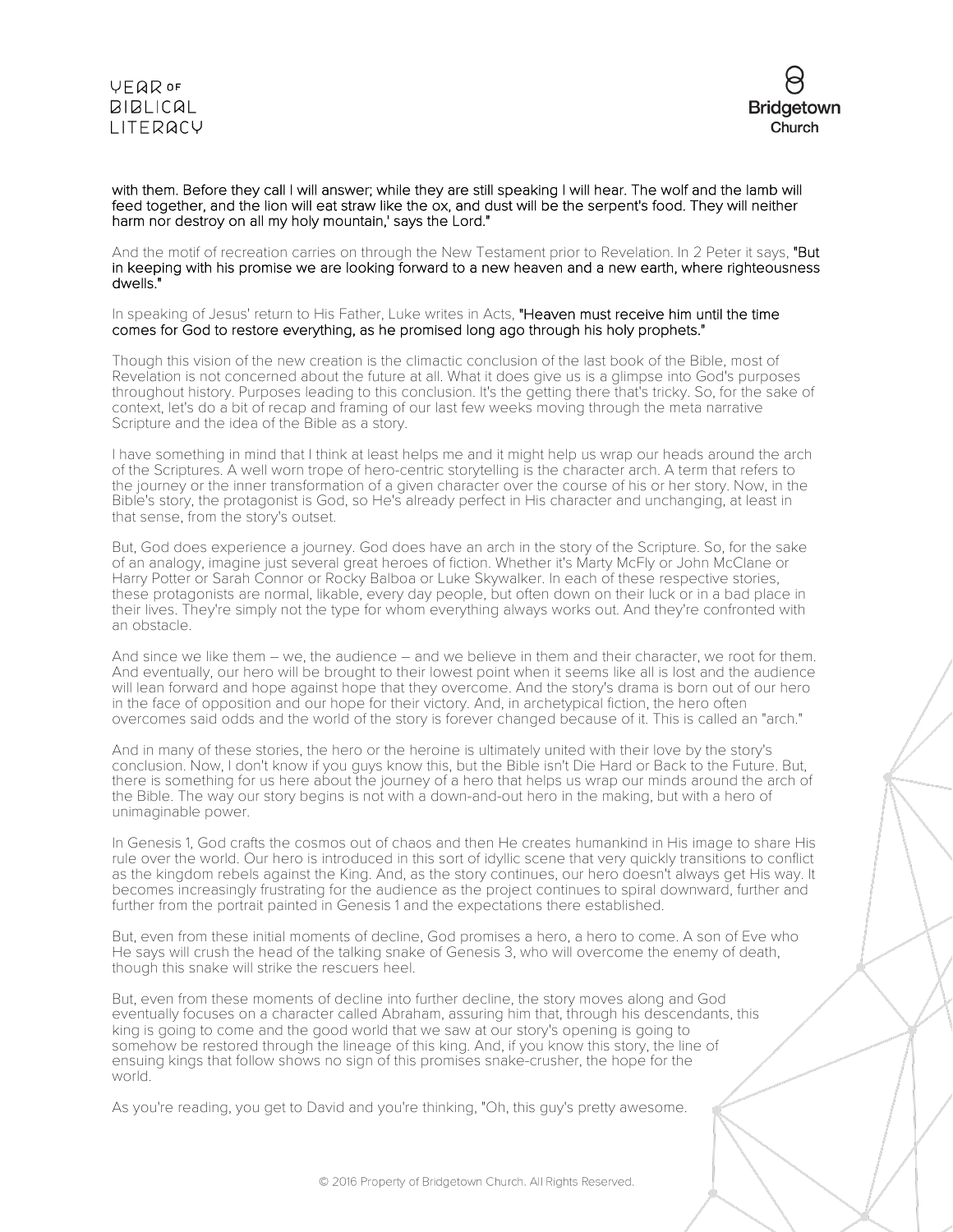with them. Before they call I will answer; while they are still speaking I will hear. The wolf and the lamb will feed together, and the lion will eat straw like the ox, and dust will be the serpent's food. They will neither harm nor destroy on all my holy mountain,' says the Lord."

And the motif of recreation carries on through the New Testament prior to Revelation. In 2 Peter it says, "But in keeping with his promise we are looking forward to a new heaven and a new earth, where righteousness dwells."

In speaking of Jesus' return to His Father, Luke writes in Acts, "Heaven must receive him until the time comes for God to restore everything, as he promised long ago through his holy prophets."

Though this vision of the new creation is the climactic conclusion of the last book of the Bible, most of Revelation is not concerned about the future at all. What it does give us is a glimpse into God's purposes throughout history. Purposes leading to this conclusion. It's the getting there that's tricky. So, for the sake of context, let's do a bit of recap and framing of our last few weeks moving through the meta narrative Scripture and the idea of the Bible as a story.

I have something in mind that I think at least helps me and it might help us wrap our heads around the arch of the Scriptures. A well worn trope of hero-centric storytelling is the character arch. A term that refers to the journey or the inner transformation of a given character over the course of his or her story. Now, in the Bible's story, the protagonist is God, so He's already perfect in His character and unchanging, at least in that sense, from the story's outset.

But, God does experience a journey. God does have an arch in the story of the Scripture. So, for the sake of an analogy, imagine just several great heroes of fiction. Whether it's Marty McFly or John McClane or Harry Potter or Sarah Connor or Rocky Balboa or Luke Skywalker. In each of these respective stories, these protagonists are normal, likable, every day people, but often down on their luck or in a bad place in their lives. They're simply not the type for whom everything always works out. And they're confronted with an obstacle.

And since we like them – we, the audience – and we believe in them and their character, we root for them. And eventually, our hero will be brought to their lowest point when it seems like all is lost and the audience will lean forward and hope against hope that they overcome. And the story's drama is born out of our hero in the face of opposition and our hope for their victory. And, in archetypical fiction, the hero often overcomes said odds and the world of the story is forever changed because of it. This is called an "arch."

And in many of these stories, the hero or the heroine is ultimately united with their love by the story's conclusion. Now, I don't know if you guys know this, but the Bible isn't Die Hard or Back to the Future. But, there is something for us here about the journey of a hero that helps us wrap our minds around the arch of the Bible. The way our story begins is not with a down-and-out hero in the making, but with a hero of unimaginable power.

In Genesis 1, God crafts the cosmos out of chaos and then He creates humankind in His image to share His rule over the world. Our hero is introduced in this sort of idyllic scene that very quickly transitions to conflict as the kingdom rebels against the King. And, as the story continues, our hero doesn't always get His way. It becomes increasingly frustrating for the audience as the project continues to spiral downward, further and further from the portrait painted in Genesis 1 and the expectations there established.

But, even from these initial moments of decline, God promises a hero, a hero to come. A son of Eve who He says will crush the head of the talking snake of Genesis 3, who will overcome the enemy of death, though this snake will strike the rescuers heel.

But, even from these moments of decline into further decline, the story moves along and God eventually focuses on a character called Abraham, assuring him that, through his descendants, this king is going to come and the good world that we saw at our story's opening is going to somehow be restored through the lineage of this king. And, if you know this story, the line of ensuing kings that follow shows no sign of this promises snake-crusher, the hope for the world.

As you're reading, you get to David and you're thinking, "Oh, this guy's pretty awesome.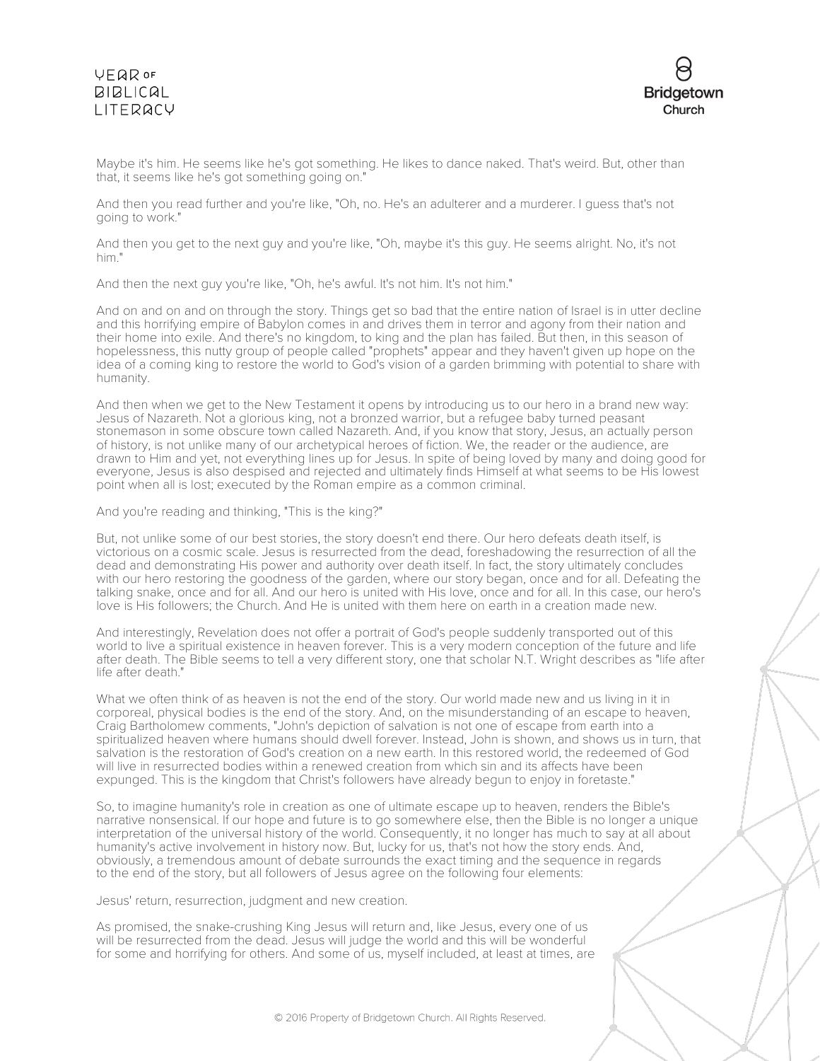Maybe it's him. He seems like he's got something. He likes to dance naked. That's weird. But, other than that, it seems like he's got something going on."

And then you read further and you're like, "Oh, no. He's an adulterer and a murderer. I guess that's not going to work."

And then you get to the next guy and you're like, "Oh, maybe it's this guy. He seems alright. No, it's not him."

And then the next guy you're like, "Oh, he's awful. It's not him. It's not him."

And on and on and on through the story. Things get so bad that the entire nation of Israel is in utter decline and this horrifying empire of Babylon comes in and drives them in terror and agony from their nation and their home into exile. And there's no kingdom, to king and the plan has failed. But then, in this season of hopelessness, this nutty group of people called "prophets" appear and they haven't given up hope on the idea of a coming king to restore the world to God's vision of a garden brimming with potential to share with humanity.

And then when we get to the New Testament it opens by introducing us to our hero in a brand new way: Jesus of Nazareth. Not a glorious king, not a bronzed warrior, but a refugee baby turned peasant stonemason in some obscure town called Nazareth. And, if you know that story, Jesus, an actually person of history, is not unlike many of our archetypical heroes of fiction. We, the reader or the audience, are drawn to Him and yet, not everything lines up for Jesus. In spite of being loved by many and doing good for everyone, Jesus is also despised and rejected and ultimately finds Himself at what seems to be His lowest point when all is lost; executed by the Roman empire as a common criminal.

And you're reading and thinking, "This is the king?"

But, not unlike some of our best stories, the story doesn't end there. Our hero defeats death itself, is victorious on a cosmic scale. Jesus is resurrected from the dead, foreshadowing the resurrection of all the dead and demonstrating His power and authority over death itself. In fact, the story ultimately concludes with our hero restoring the goodness of the garden, where our story began, once and for all. Defeating the talking snake, once and for all. And our hero is united with His love, once and for all. In this case, our hero's love is His followers; the Church. And He is united with them here on earth in a creation made new.

And interestingly, Revelation does not offer a portrait of God's people suddenly transported out of this world to live a spiritual existence in heaven forever. This is a very modern conception of the future and life after death. The Bible seems to tell a very different story, one that scholar N.T. Wright describes as "life after life after death."

What we often think of as heaven is not the end of the story. Our world made new and us living in it in corporeal, physical bodies is the end of the story. And, on the misunderstanding of an escape to heaven, Craig Bartholomew comments, "John's depiction of salvation is not one of escape from earth into a spiritualized heaven where humans should dwell forever. Instead, John is shown, and shows us in turn, that salvation is the restoration of God's creation on a new earth. In this restored world, the redeemed of God will live in resurrected bodies within a renewed creation from which sin and its affects have been expunged. This is the kingdom that Christ's followers have already begun to enjoy in foretaste."

So, to imagine humanity's role in creation as one of ultimate escape up to heaven, renders the Bible's narrative nonsensical. If our hope and future is to go somewhere else, then the Bible is no longer a unique interpretation of the universal history of the world. Consequently, it no longer has much to say at all about humanity's active involvement in history now. But, lucky for us, that's not how the story ends. And, obviously, a tremendous amount of debate surrounds the exact timing and the sequence in regards to the end of the story, but all followers of Jesus agree on the following four elements:

Jesus' return, resurrection, judgment and new creation.

As promised, the snake-crushing King Jesus will return and, like Jesus, every one of us will be resurrected from the dead. Jesus will judge the world and this will be wonderful for some and horrifying for others. And some of us, myself included, at least at times, are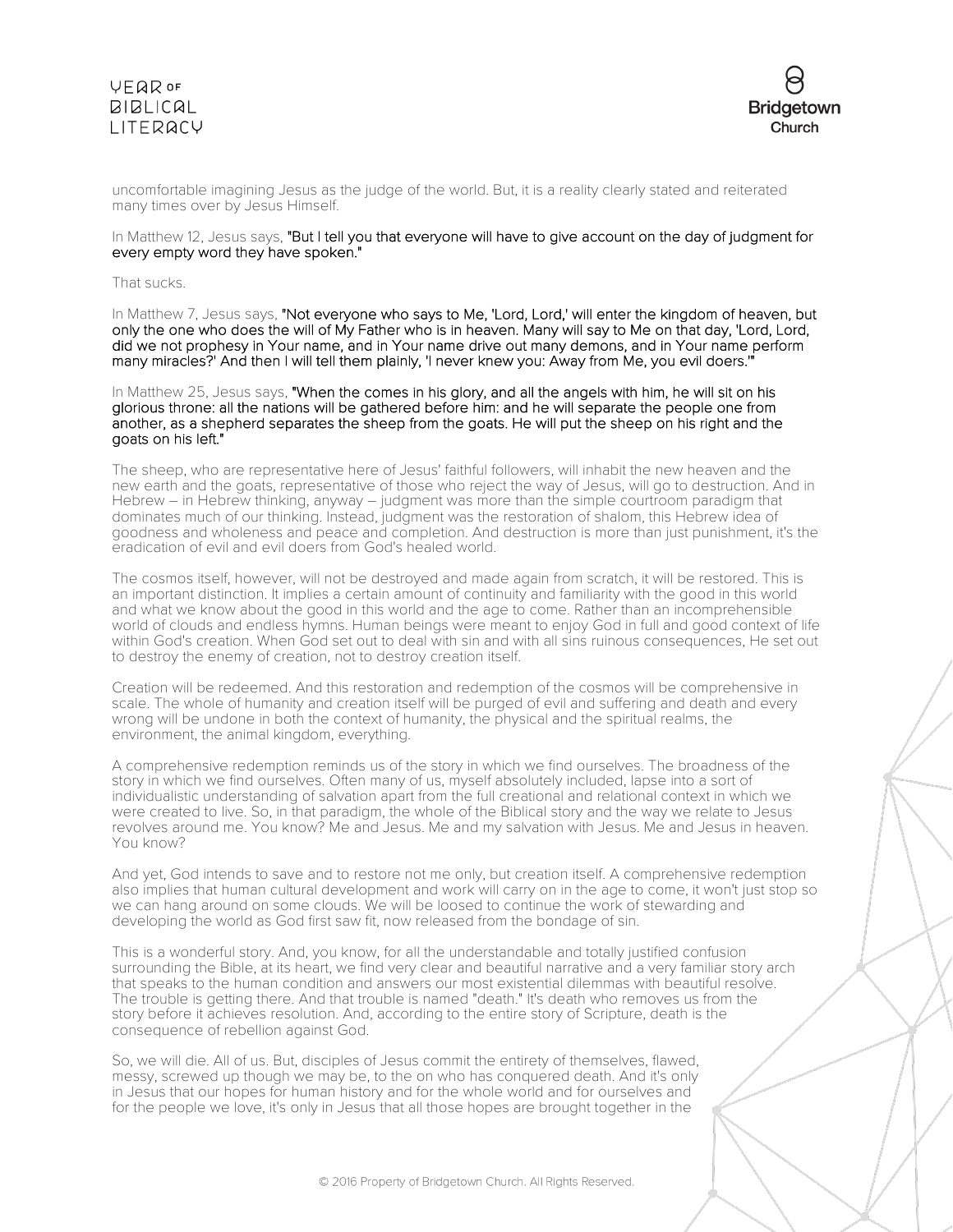uncomfortable imagining Jesus as the judge of the world. But, it is a reality clearly stated and reiterated many times over by Jesus Himself.

In Matthew 12, Jesus says, "But I tell you that everyone will have to give account on the day of judgment for every empty word they have spoken."

That sucks.

In Matthew 7, Jesus says, "Not everyone who says to Me, 'Lord, Lord,' will enter the kingdom of heaven, but only the one who does the will of My Father who is in heaven. Many will say to Me on that day, 'Lord, Lord, did we not prophesy in Your name, and in Your name drive out many demons, and in Your name perform many miracles?' And then I will tell them plainly, 'I never knew you: Away from Me, you evil doers.'"

In Matthew 25, Jesus says, "When the comes in his glory, and all the angels with him, he will sit on his glorious throne: all the nations will be gathered before him: and he will separate the people one from another, as a shepherd separates the sheep from the goats. He will put the sheep on his right and the goats on his left."

The sheep, who are representative here of Jesus' faithful followers, will inhabit the new heaven and the new earth and the goats, representative of those who reject the way of Jesus, will go to destruction. And in Hebrew – in Hebrew thinking, anyway – judgment was more than the simple courtroom paradigm that dominates much of our thinking. Instead, judgment was the restoration of shalom, this Hebrew idea of goodness and wholeness and peace and completion. And destruction is more than just punishment, it's the eradication of evil and evil doers from God's healed world.

The cosmos itself, however, will not be destroyed and made again from scratch, it will be restored. This is an important distinction. It implies a certain amount of continuity and familiarity with the good in this world and what we know about the good in this world and the age to come. Rather than an incomprehensible world of clouds and endless hymns. Human beings were meant to enjoy God in full and good context of life within God's creation. When God set out to deal with sin and with all sins ruinous consequences, He set out to destroy the enemy of creation, not to destroy creation itself.

Creation will be redeemed. And this restoration and redemption of the cosmos will be comprehensive in scale. The whole of humanity and creation itself will be purged of evil and suffering and death and every wrong will be undone in both the context of humanity, the physical and the spiritual realms, the environment, the animal kingdom, everything.

A comprehensive redemption reminds us of the story in which we find ourselves. The broadness of the story in which we find ourselves. Often many of us, myself absolutely included, lapse into a sort of individualistic understanding of salvation apart from the full creational and relational context in which we were created to live. So, in that paradigm, the whole of the Biblical story and the way we relate to Jesus revolves around me. You know? Me and Jesus. Me and my salvation with Jesus. Me and Jesus in heaven. You know?

And yet, God intends to save and to restore not me only, but creation itself. A comprehensive redemption also implies that human cultural development and work will carry on in the age to come, it won't just stop so we can hang around on some clouds. We will be loosed to continue the work of stewarding and developing the world as God first saw fit, now released from the bondage of sin.

This is a wonderful story. And, you know, for all the understandable and totally justified confusion surrounding the Bible, at its heart, we find very clear and beautiful narrative and a very familiar story arch that speaks to the human condition and answers our most existential dilemmas with beautiful resolve. The trouble is getting there. And that trouble is named "death." It's death who removes us from the story before it achieves resolution. And, according to the entire story of Scripture, death is the consequence of rebellion against God.

So, we will die. All of us. But, disciples of Jesus commit the entirety of themselves, flawed, messy, screwed up though we may be, to the on who has conquered death. And it's only in Jesus that our hopes for human history and for the whole world and for ourselves and for the people we love, it's only in Jesus that all those hopes are brought together in the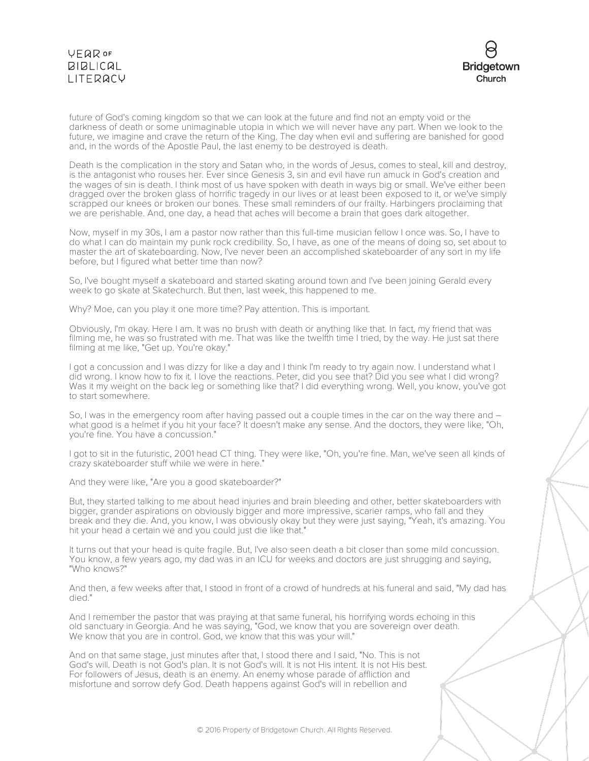future of God's coming kingdom so that we can look at the future and find not an empty void or the darkness of death or some unimaginable utopia in which we will never have any part. When we look to the future, we imagine and crave the return of the King. The day when evil and suffering are banished for good and, in the words of the Apostle Paul, the last enemy to be destroyed is death.

Death is the complication in the story and Satan who, in the words of Jesus, comes to steal, kill and destroy, is the antagonist who rouses her. Ever since Genesis 3, sin and evil have run amuck in God's creation and the wages of sin is death. I think most of us have spoken with death in ways big or small. We've either been dragged over the broken glass of horrific tragedy in our lives or at least been exposed to it, or we've simply scrapped our knees or broken our bones. These small reminders of our frailty. Harbingers proclaiming that we are perishable. And, one day, a head that aches will become a brain that goes dark altogether.

Now, myself in my 30s, I am a pastor now rather than this full-time musician fellow I once was. So, I have to do what I can do maintain my punk rock credibility. So, I have, as one of the means of doing so, set about to master the art of skateboarding. Now, I've never been an accomplished skateboarder of any sort in my life before, but I figured what better time than now?

So, I've bought myself a skateboard and started skating around town and I've been joining Gerald every week to go skate at Skatechurch. But then, last week, this happened to me.

Why? Moe, can you play it one more time? Pay attention. This is important.

Obviously, I'm okay. Here I am. It was no brush with death or anything like that. In fact, my friend that was filming me, he was so frustrated with me. That was like the twelfth time I tried, by the way. He just sat there filming at me like, "Get up. You're okay."

I got a concussion and I was dizzy for like a day and I think I'm ready to try again now. I understand what I did wrong. I know how to fix it. I love the reactions. Peter, did you see that? Did you see what I did wrong? Was it my weight on the back leg or something like that? I did everything wrong. Well, you know, you've got to start somewhere.

So, I was in the emergency room after having passed out a couple times in the car on the way there and – what good is a helmet if you hit your face? It doesn't make any sense. And the doctors, they were like, "Oh, you're fine. You have a concussion."

I got to sit in the futuristic, 2001 head CT thing. They were like, "Oh, you're fine. Man, we've seen all kinds of crazy skateboarder stuff while we were in here."

And they were like, "Are you a good skateboarder?"

But, they started talking to me about head injuries and brain bleeding and other, better skateboarders with bigger, grander aspirations on obviously bigger and more impressive, scarier ramps, who fall and they break and they die. And, you know, I was obviously okay but they were just saying, "Yeah, it's amazing. You hit your head a certain we and you could just die like that."

It turns out that your head is quite fragile. But, I've also seen death a bit closer than some mild concussion. You know, a few years ago, my dad was in an ICU for weeks and doctors are just shrugging and saying, "Who knows?"

And then, a few weeks after that, I stood in front of a crowd of hundreds at his funeral and said, "My dad has died."

And I remember the pastor that was praying at that same funeral, his horrifying words echoing in this old sanctuary in Georgia. And he was saying, "God, we know that you are sovereign over death. We know that you are in control. God, we know that this was your will."

And on that same stage, just minutes after that, I stood there and I said, "No. This is not God's will. Death is not God's plan. It is not God's will. It is not His intent. It is not His best. For followers of Jesus, death is an enemy. An enemy whose parade of affliction and misfortune and sorrow defy God. Death happens against God's will in rebellion and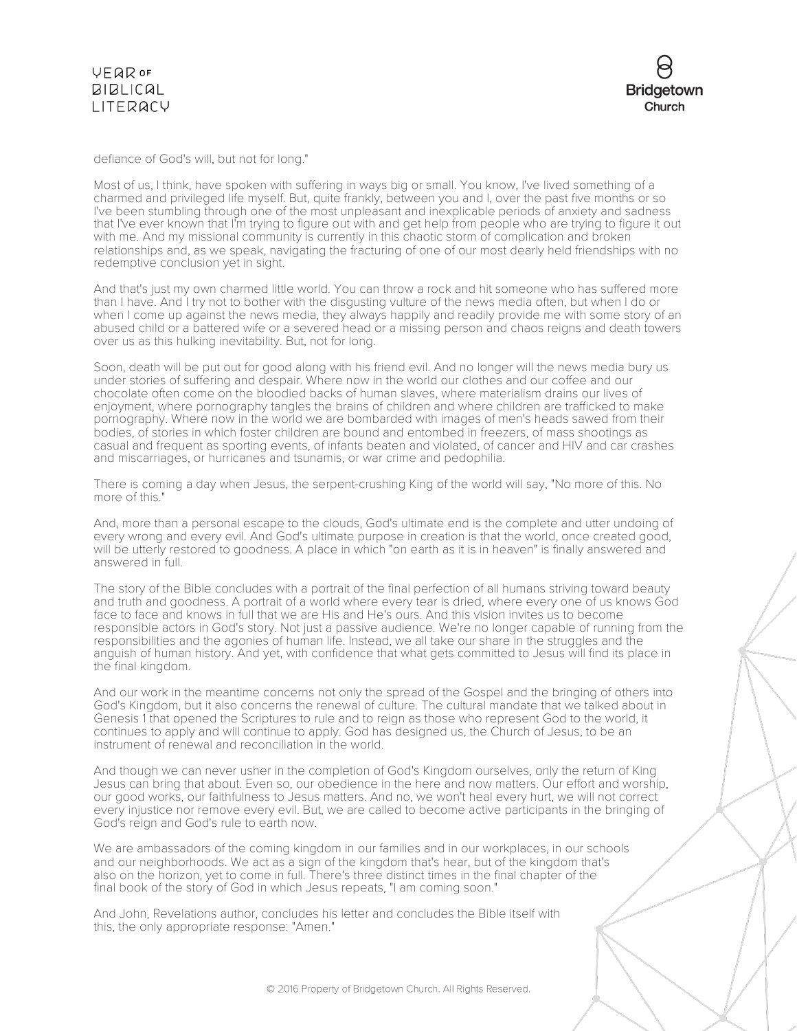defiance of God's will, but not for long."

Most of us, I think, have spoken with suffering in ways big or small. You know, I've lived something of a charmed and privileged life myself. But, quite frankly, between you and I, over the past five months or so I've been stumbling through one of the most unpleasant and inexplicable periods of anxiety and sadness that I've ever known that I'm trying to figure out with and get help from people who are trying to figure it out with me. And my missional community is currently in this chaotic storm of complication and broken relationships and, as we speak, navigating the fracturing of one of our most dearly held friendships with no redemptive conclusion yet in sight.

And that's just my own charmed little world. You can throw a rock and hit someone who has suffered more than I have. And I try not to bother with the disgusting vulture of the news media often, but when I do or when I come up against the news media, they always happily and readily provide me with some story of an abused child or a battered wife or a severed head or a missing person and chaos reigns and death towers over us as this hulking inevitability. But, not for long.

Soon, death will be put out for good along with his friend evil. And no longer will the news media bury us under stories of suffering and despair. Where now in the world our clothes and our coffee and our chocolate often come on the bloodied backs of human slaves, where materialism drains our lives of enjoyment, where pornography tangles the brains of children and where children are trafficked to make pornography. Where now in the world we are bombarded with images of men's heads sawed from their bodies, of stories in which foster children are bound and entombed in freezers, of mass shootings as casual and frequent as sporting events, of infants beaten and violated, of cancer and HIV and car crashes and miscarriages, or hurricanes and tsunamis, or war crime and pedophilia.

There is coming a day when Jesus, the serpent-crushing King of the world will say, "No more of this. No more of this."

And, more than a personal escape to the clouds, God's ultimate end is the complete and utter undoing of every wrong and every evil. And God's ultimate purpose in creation is that the world, once created good, will be utterly restored to goodness. A place in which "on earth as it is in heaven" is finally answered and answered in full.

The story of the Bible concludes with a portrait of the final perfection of all humans striving toward beauty and truth and goodness. A portrait of a world where every tear is dried, where every one of us knows God face to face and knows in full that we are His and He's ours. And this vision invites us to become responsible actors in God's story. Not just a passive audience. We're no longer capable of running from the responsibilities and the agonies of human life. Instead, we all take our share in the struggles and the anguish of human history. And yet, with confidence that what gets committed to Jesus will find its place in the final kingdom.

And our work in the meantime concerns not only the spread of the Gospel and the bringing of others into God's Kingdom, but it also concerns the renewal of culture. The cultural mandate that we talked about in Genesis 1 that opened the Scriptures to rule and to reign as those who represent God to the world, it continues to apply and will continue to apply. God has designed us, the Church of Jesus, to be an instrument of renewal and reconciliation in the world.

And though we can never usher in the completion of God's Kingdom ourselves, only the return of King Jesus can bring that about. Even so, our obedience in the here and now matters. Our effort and worship, our good works, our faithfulness to Jesus matters. And no, we won't heal every hurt, we will not correct every injustice nor remove every evil. But, we are called to become active participants in the bringing of God's reign and God's rule to earth now.

We are ambassadors of the coming kingdom in our families and in our workplaces, in our schools and our neighborhoods. We act as a sign of the kingdom that's hear, but of the kingdom that's also on the horizon, yet to come in full. There's three distinct times in the final chapter of the final book of the story of God in which Jesus repeats, "I am coming soon."

And John, Revelations author, concludes his letter and concludes the Bible itself with this, the only appropriate response: "Amen."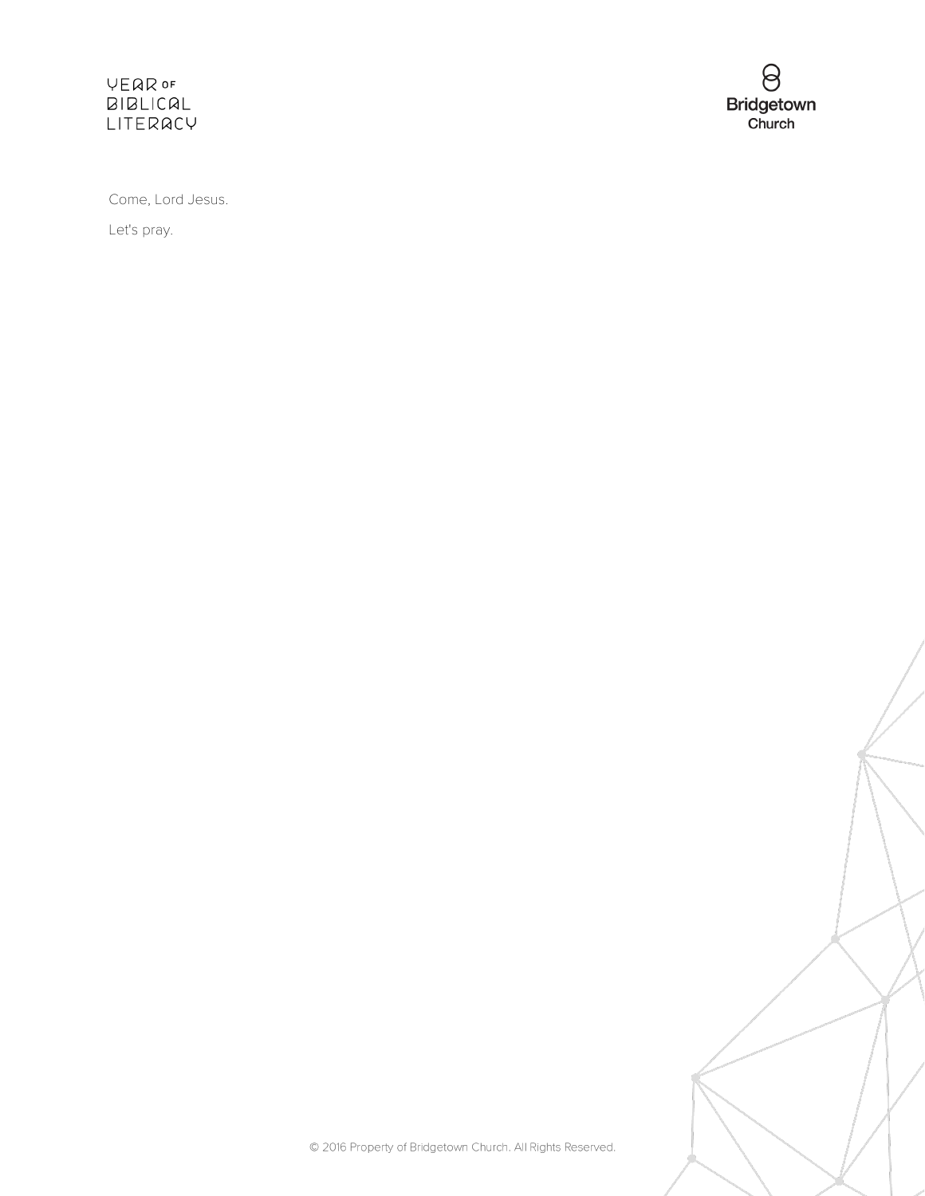Come, Lord Jesus.

Let's pray.